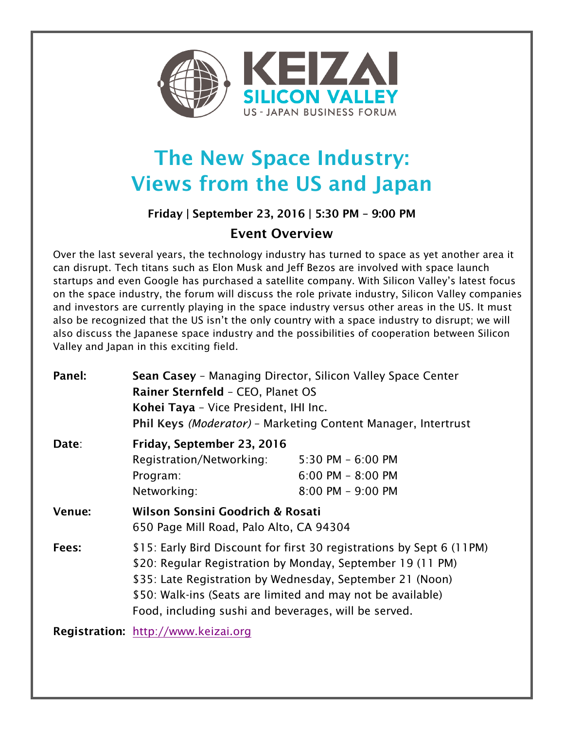KEIZAI
SILICON VALLEY
US - JAPAN BUSINESS FORUM

# The New Space Industry: Views from the US and Japan

**Friday | September 23, 2016 | 5:30 PM – 9:00 PM**

## Event Overview

Over the last several years, the technology industry has turned to space as yet another area it can disrupt. Tech titans such as Elon Musk and Jeff Bezos are involved with space launch startups and even Google has purchased a satellite company. With Silicon Valley's latest focus on the space industry, the forum will discuss the role private industry, Silicon Valley companies and investors are currently playing in the space industry versus other areas in the US. It must also be recognized that the US isn't the only country with a space industry to disrupt; we will also discuss the Japanese space industry and the possibilities of cooperation between Silicon Valley and Japan in this exciting field.

**Panel:**
**Sean Casey** – Managing Director, Silicon Valley Space Center
**Rainer Sternfeld** – CEO, Planet OS
**Kohei Taya** – Vice President, IHI Inc.
**Phil Keys** *(Moderator)* – Marketing Content Manager, Intertrust

**Date**: **Friday, September 23, 2016**

| | |
|---|---|
| Registration/Networking: | 5:30 PM – 6:00 PM |
| Program: | 6:00 PM – 8:00 PM |
| Networking: | 8:00 PM – 9:00 PM |

**Venue:** **Wilson Sonsini Goodrich & Rosati**
650 Page Mill Road, Palo Alto, CA 94304

**Fees:**
$15: Early Bird Discount for first 30 registrations by Sept 6 (11PM)
$20: Regular Registration by Monday, September 19 (11 PM)
$35: Late Registration by Wednesday, September 21 (Noon)
$50: Walk-ins (Seats are limited and may not be available)
Food, including sushi and beverages, will be served.

**Registration:** [http://www.keizai.org](http://www.keizai.org)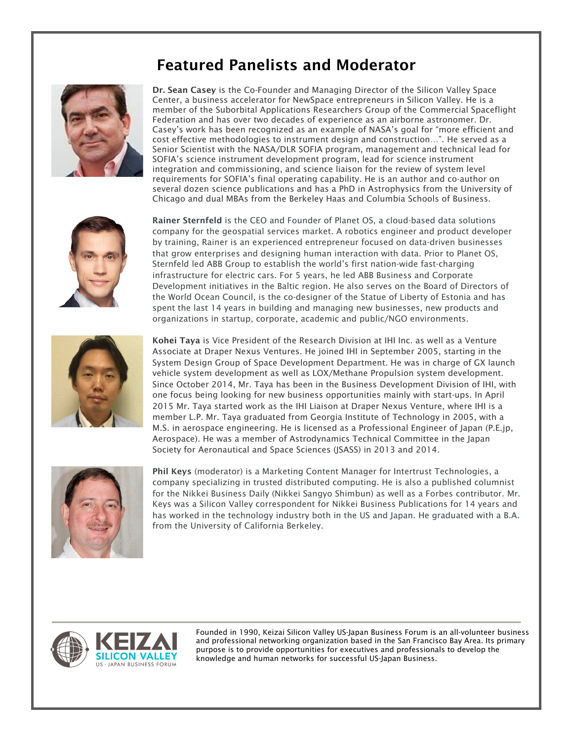# Featured Panelists and Moderator

**Dr. Sean Casey** is the Co-Founder and Managing Director of the Silicon Valley Space Center, a business accelerator for NewSpace entrepreneurs in Silicon Valley. He is a member of the Suborbital Applications Researchers Group of the Commercial Spaceflight Federation and has over two decades of experience as an airborne astronomer. Dr. Casey's work has been recognized as an example of NASA's goal for "more efficient and cost effective methodologies to instrument design and construction…". He served as a Senior Scientist with the NASA/DLR SOFIA program, management and technical lead for SOFIA's science instrument development program, lead for science instrument integration and commissioning, and science liaison for the review of system level requirements for SOFIA's final operating capability. He is an author and co-author on several dozen science publications and has a PhD in Astrophysics from the University of Chicago and dual MBAs from the Berkeley Haas and Columbia Schools of Business.

**Rainer Sternfeld** is the CEO and Founder of Planet OS, a cloud-based data solutions company for the geospatial services market. A robotics engineer and product developer by training, Rainer is an experienced entrepreneur focused on data-driven businesses that grow enterprises and designing human interaction with data. Prior to Planet OS, Sternfeld led ABB Group to establish the world's first nation-wide fast-charging infrastructure for electric cars. For 5 years, he led ABB Business and Corporate Development initiatives in the Baltic region. He also serves on the Board of Directors of the World Ocean Council, is the co-designer of the Statue of Liberty of Estonia and has spent the last 14 years in building and managing new businesses, new products and organizations in startup, corporate, academic and public/NGO environments.

**Kohei Taya** is Vice President of the Research Division at IHI Inc. as well as a Venture Associate at Draper Nexus Ventures. He joined IHI in September 2005, starting in the System Design Group of Space Development Department. He was in charge of GX launch vehicle system development as well as LOX/Methane Propulsion system development. Since October 2014, Mr. Taya has been in the Business Development Division of IHI, with one focus being looking for new business opportunities mainly with start-ups. In April 2015 Mr. Taya started work as the IHI Liaison at Draper Nexus Venture, where IHI is a member L.P. Mr. Taya graduated from Georgia Institute of Technology in 2005, with a M.S. in aerospace engineering. He is licensed as a Professional Engineer of Japan (P.E.jp, Aerospace). He was a member of Astrodynamics Technical Committee in the Japan Society for Aeronautical and Space Sciences (JSASS) in 2013 and 2014.

**Phil Keys** (moderator) is a Marketing Content Manager for Intertrust Technologies, a company specializing in trusted distributed computing. He is also a published columnist for the Nikkei Business Daily (Nikkei Sangyo Shimbun) as well as a Forbes contributor. Mr. Keys was a Silicon Valley correspondent for Nikkei Business Publications for 14 years and has worked in the technology industry both in the US and Japan. He graduated with a B.A. from the University of California Berkeley.

KEIZAI SILICON VALLEY US · JAPAN BUSINESS FORUM

Founded in 1990, Keizai Silicon Valley US-Japan Business Forum is an all-volunteer business and professional networking organization based in the San Francisco Bay Area. Its primary purpose is to provide opportunities for executives and professionals to develop the knowledge and human networks for successful US-Japan Business.